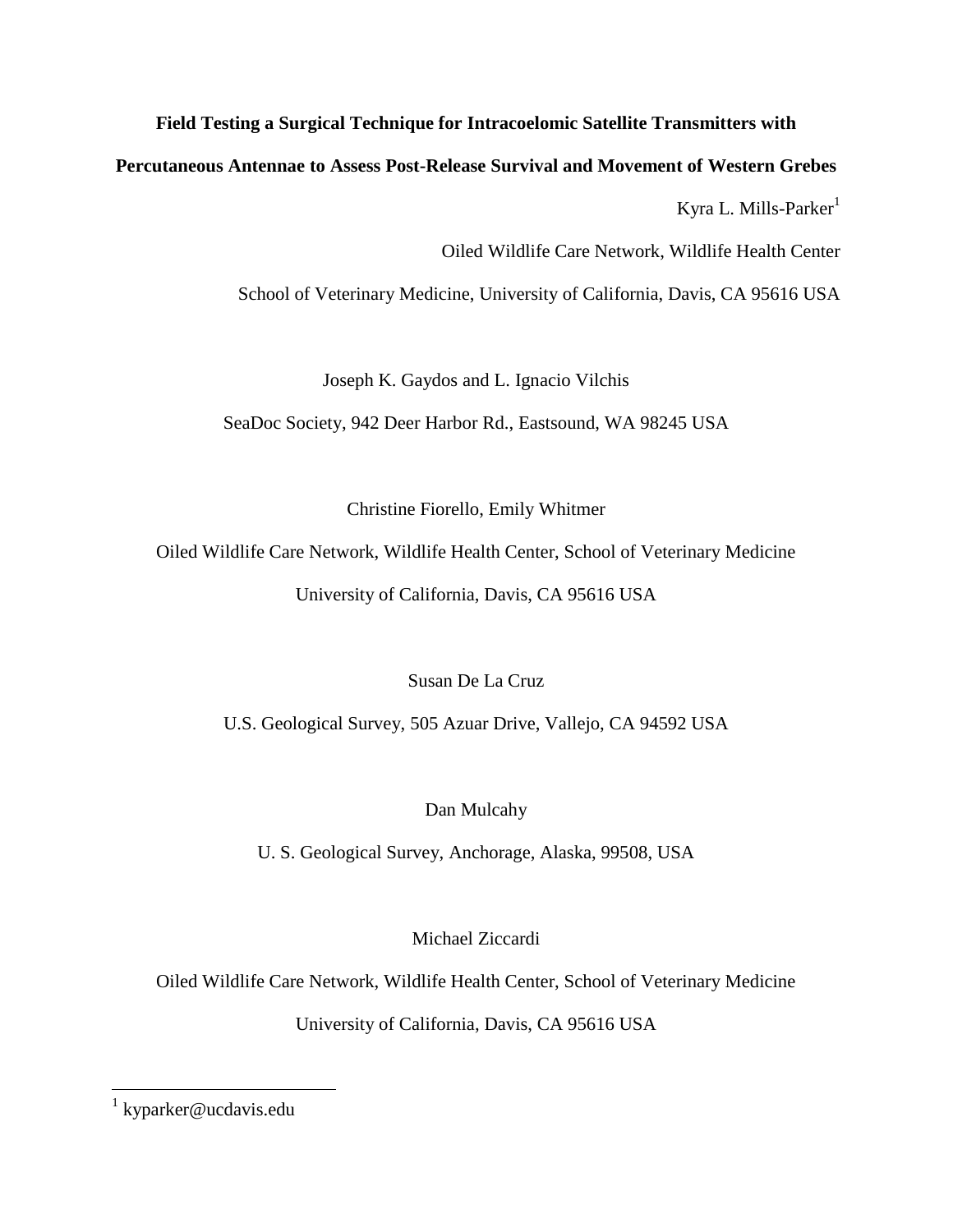# Field Testing a Surgical Technique for Intracoelomic Satellite Transmitters with Percutaneous Antennae to Assess Post-Release Survival and Movement of Western Grebes

Kyra L. Mills-Parker[1]

Oiled Wildlife Care Network, Wildlife Health Center

School of Veterinary Medicine, University of California, Davis, CA 95616 USA

Joseph K. Gaydos and L. Ignacio Vilchis

SeaDoc Society, 942 Deer Harbor Rd., Eastsound, WA 98245 USA

Christine Fiorello, Emily Whitmer

Oiled Wildlife Care Network, Wildlife Health Center, School of Veterinary Medicine

University of California, Davis, CA 95616 USA

Susan De La Cruz

U.S. Geological Survey, 505 Azuar Drive, Vallejo, CA 94592 USA

Dan Mulcahy

U. S. Geological Survey, Anchorage, Alaska, 99508, USA

Michael Ziccardi

Oiled Wildlife Care Network, Wildlife Health Center, School of Veterinary Medicine

University of California, Davis, CA 95616 USA

[1] kyparker@ucdavis.edu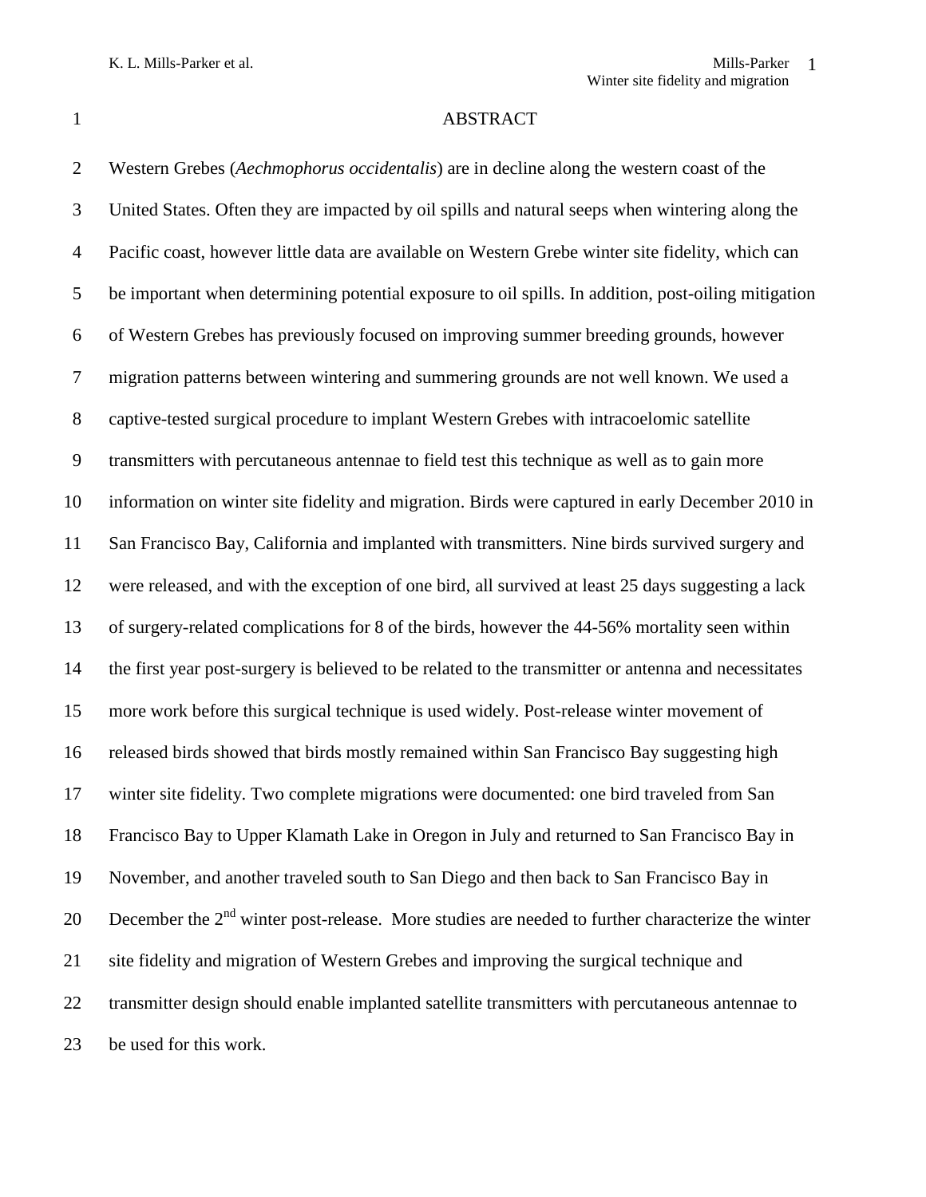# ABSTRACT

Western Grebes (*Aechmophorus occidentalis*) are in decline along the western coast of the United States. Often they are impacted by oil spills and natural seeps when wintering along the Pacific coast, however little data are available on Western Grebe winter site fidelity, which can be important when determining potential exposure to oil spills. In addition, post-oiling mitigation of Western Grebes has previously focused on improving summer breeding grounds, however migration patterns between wintering and summering grounds are not well known. We used a captive-tested surgical procedure to implant Western Grebes with intracoelomic satellite transmitters with percutaneous antennae to field test this technique as well as to gain more information on winter site fidelity and migration. Birds were captured in early December 2010 in San Francisco Bay, California and implanted with transmitters. Nine birds survived surgery and were released, and with the exception of one bird, all survived at least 25 days suggesting a lack of surgery-related complications for 8 of the birds, however the 44-56% mortality seen within the first year post-surgery is believed to be related to the transmitter or antenna and necessitates more work before this surgical technique is used widely. Post-release winter movement of released birds showed that birds mostly remained within San Francisco Bay suggesting high winter site fidelity. Two complete migrations were documented: one bird traveled from San Francisco Bay to Upper Klamath Lake in Oregon in July and returned to San Francisco Bay in November, and another traveled south to San Diego and then back to San Francisco Bay in December the 2nd winter post-release. More studies are needed to further characterize the winter site fidelity and migration of Western Grebes and improving the surgical technique and transmitter design should enable implanted satellite transmitters with percutaneous antennae to be used for this work.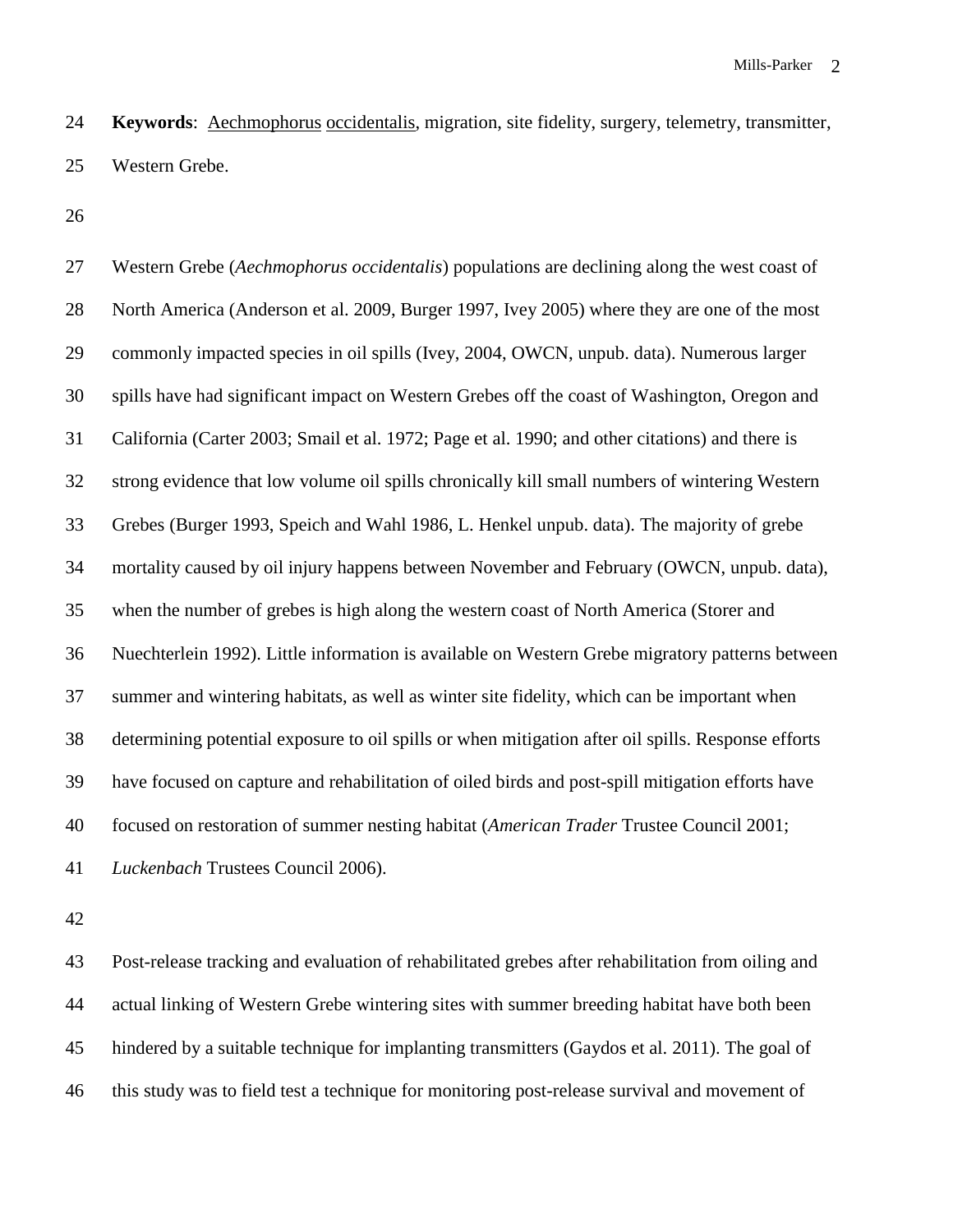**Keywords**: Aechmophorus occidentalis, migration, site fidelity, surgery, telemetry, transmitter, Western Grebe.

Western Grebe (*Aechmophorus occidentalis*) populations are declining along the west coast of North America (Anderson et al. 2009, Burger 1997, Ivey 2005) where they are one of the most commonly impacted species in oil spills (Ivey, 2004, OWCN, unpub. data). Numerous larger spills have had significant impact on Western Grebes off the coast of Washington, Oregon and California (Carter 2003; Smail et al. 1972; Page et al. 1990; and other citations) and there is strong evidence that low volume oil spills chronically kill small numbers of wintering Western Grebes (Burger 1993, Speich and Wahl 1986, L. Henkel unpub. data). The majority of grebe mortality caused by oil injury happens between November and February (OWCN, unpub. data), when the number of grebes is high along the western coast of North America (Storer and Nuechterlein 1992). Little information is available on Western Grebe migratory patterns between summer and wintering habitats, as well as winter site fidelity, which can be important when determining potential exposure to oil spills or when mitigation after oil spills. Response efforts have focused on capture and rehabilitation of oiled birds and post-spill mitigation efforts have focused on restoration of summer nesting habitat (*American Trader* Trustee Council 2001; *Luckenbach* Trustees Council 2006).

Post-release tracking and evaluation of rehabilitated grebes after rehabilitation from oiling and actual linking of Western Grebe wintering sites with summer breeding habitat have both been hindered by a suitable technique for implanting transmitters (Gaydos et al. 2011). The goal of this study was to field test a technique for monitoring post-release survival and movement of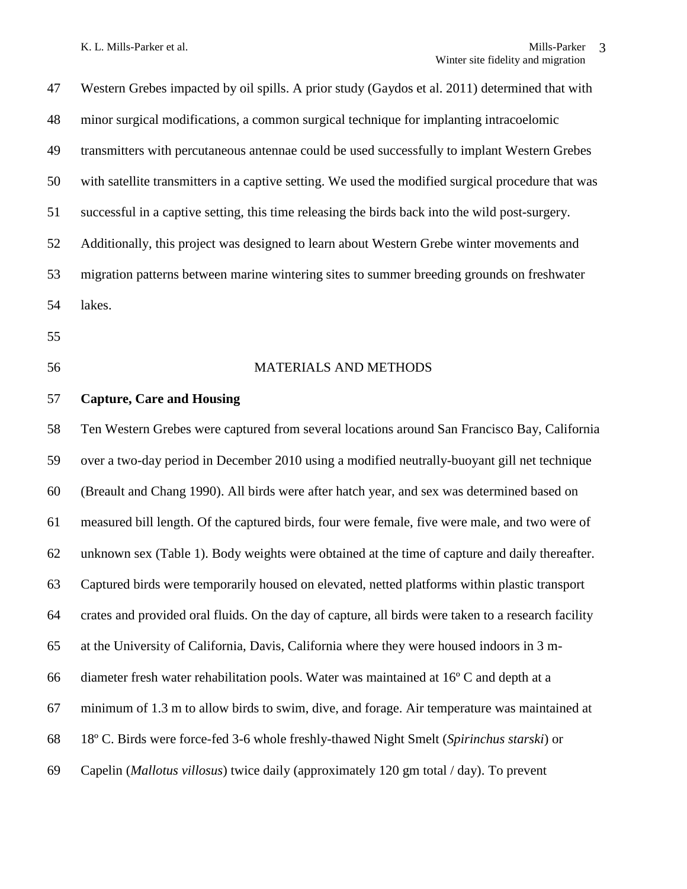Western Grebes impacted by oil spills. A prior study (Gaydos et al. 2011) determined that with minor surgical modifications, a common surgical technique for implanting intracoelomic transmitters with percutaneous antennae could be used successfully to implant Western Grebes with satellite transmitters in a captive setting. We used the modified surgical procedure that was successful in a captive setting, this time releasing the birds back into the wild post-surgery. Additionally, this project was designed to learn about Western Grebe winter movements and migration patterns between marine wintering sites to summer breeding grounds on freshwater lakes.

## MATERIALS AND METHODS

### Capture, Care and Housing

Ten Western Grebes were captured from several locations around San Francisco Bay, California over a two-day period in December 2010 using a modified neutrally-buoyant gill net technique (Breault and Chang 1990). All birds were after hatch year, and sex was determined based on measured bill length. Of the captured birds, four were female, five were male, and two were of unknown sex (Table 1). Body weights were obtained at the time of capture and daily thereafter. Captured birds were temporarily housed on elevated, netted platforms within plastic transport crates and provided oral fluids. On the day of capture, all birds were taken to a research facility at the University of California, Davis, California where they were housed indoors in 3 m-diameter fresh water rehabilitation pools. Water was maintained at 16º C and depth at a minimum of 1.3 m to allow birds to swim, dive, and forage. Air temperature was maintained at 18º C. Birds were force-fed 3-6 whole freshly-thawed Night Smelt (*Spirinchus starski*) or Capelin (*Mallotus villosus*) twice daily (approximately 120 gm total / day). To prevent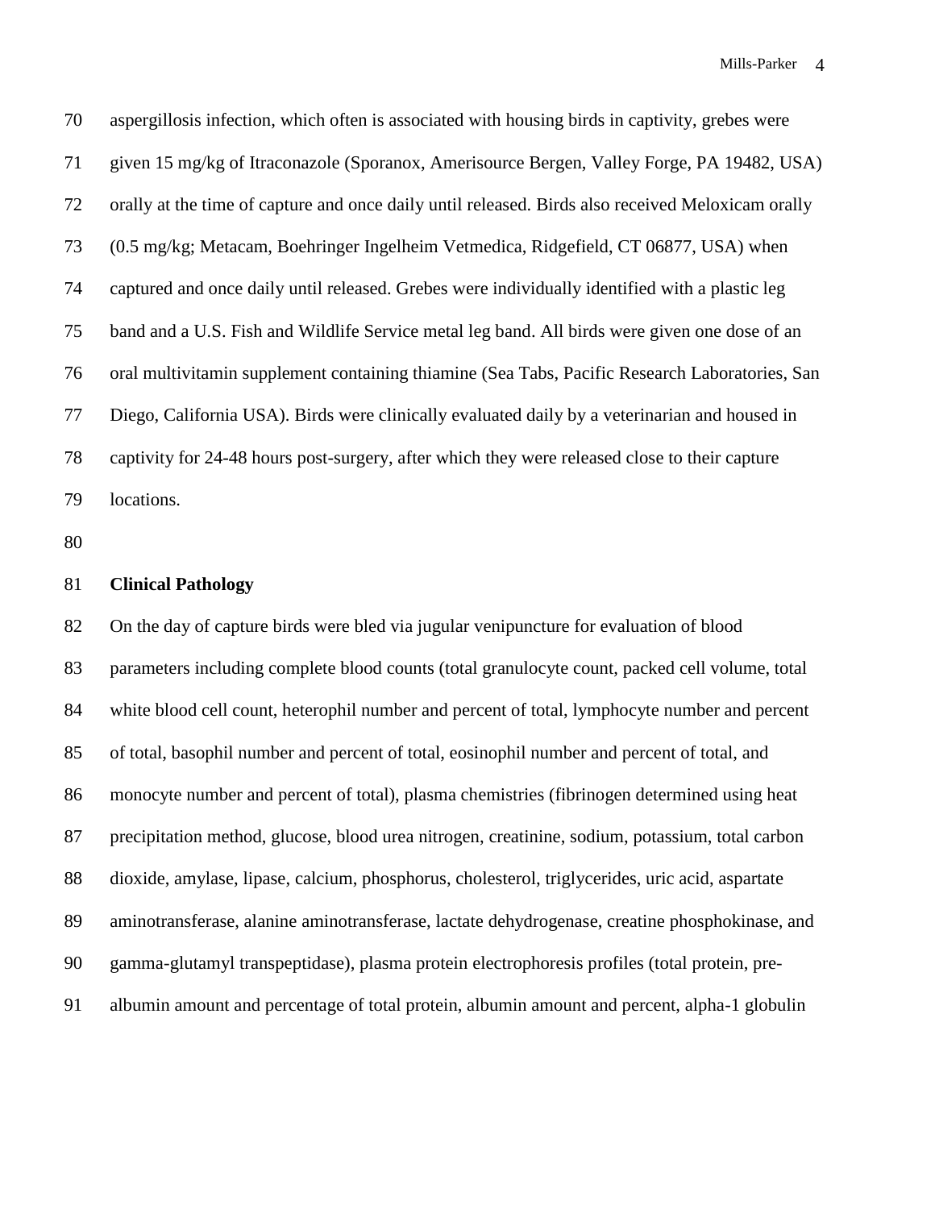aspergillosis infection, which often is associated with housing birds in captivity, grebes were given 15 mg/kg of Itraconazole (Sporanox, Amerisource Bergen, Valley Forge, PA 19482, USA) orally at the time of capture and once daily until released. Birds also received Meloxicam orally (0.5 mg/kg; Metacam, Boehringer Ingelheim Vetmedica, Ridgefield, CT 06877, USA) when captured and once daily until released. Grebes were individually identified with a plastic leg band and a U.S. Fish and Wildlife Service metal leg band. All birds were given one dose of an oral multivitamin supplement containing thiamine (Sea Tabs, Pacific Research Laboratories, San Diego, California USA). Birds were clinically evaluated daily by a veterinarian and housed in captivity for 24-48 hours post-surgery, after which they were released close to their capture locations.

**Clinical Pathology**

On the day of capture birds were bled via jugular venipuncture for evaluation of blood parameters including complete blood counts (total granulocyte count, packed cell volume, total white blood cell count, heterophil number and percent of total, lymphocyte number and percent of total, basophil number and percent of total, eosinophil number and percent of total, and monocyte number and percent of total), plasma chemistries (fibrinogen determined using heat precipitation method, glucose, blood urea nitrogen, creatinine, sodium, potassium, total carbon dioxide, amylase, lipase, calcium, phosphorus, cholesterol, triglycerides, uric acid, aspartate aminotransferase, alanine aminotransferase, lactate dehydrogenase, creatine phosphokinase, and gamma-glutamyl transpeptidase), plasma protein electrophoresis profiles (total protein, pre-albumin amount and percentage of total protein, albumin amount and percent, alpha-1 globulin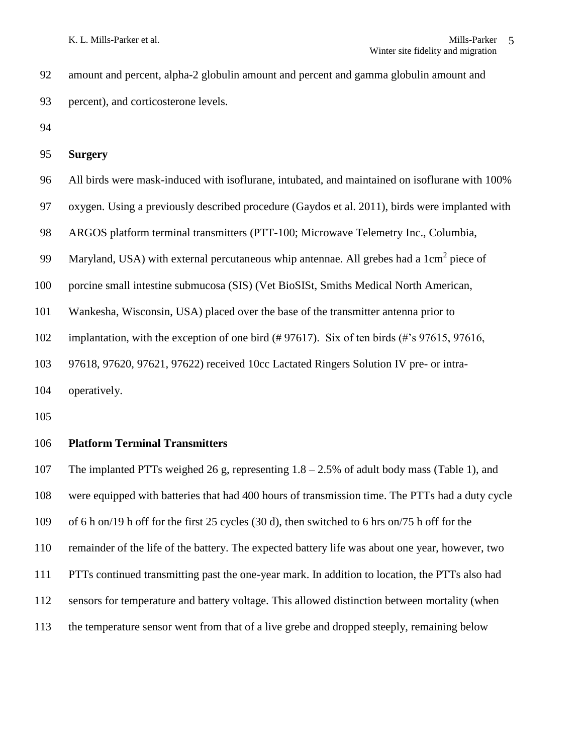amount and percent, alpha-2 globulin amount and percent and gamma globulin amount and percent), and corticosterone levels.

## Surgery

All birds were mask-induced with isoflurane, intubated, and maintained on isoflurane with 100% oxygen. Using a previously described procedure (Gaydos et al. 2011), birds were implanted with ARGOS platform terminal transmitters (PTT-100; Microwave Telemetry Inc., Columbia, Maryland, USA) with external percutaneous whip antennae. All grebes had a 1cm$^2$ piece of porcine small intestine submucosa (SIS) (Vet BioSISt, Smiths Medical North American, Wankesha, Wisconsin, USA) placed over the base of the transmitter antenna prior to implantation, with the exception of one bird (# 97617). Six of ten birds (#'s 97615, 97616, 97618, 97620, 97621, 97622) received 10cc Lactated Ringers Solution IV pre- or intra-operatively.

## Platform Terminal Transmitters

The implanted PTTs weighed 26 g, representing 1.8 – 2.5% of adult body mass (Table 1), and were equipped with batteries that had 400 hours of transmission time. The PTTs had a duty cycle of 6 h on/19 h off for the first 25 cycles (30 d), then switched to 6 hrs on/75 h off for the remainder of the life of the battery. The expected battery life was about one year, however, two PTTs continued transmitting past the one-year mark. In addition to location, the PTTs also had sensors for temperature and battery voltage. This allowed distinction between mortality (when the temperature sensor went from that of a live grebe and dropped steeply, remaining below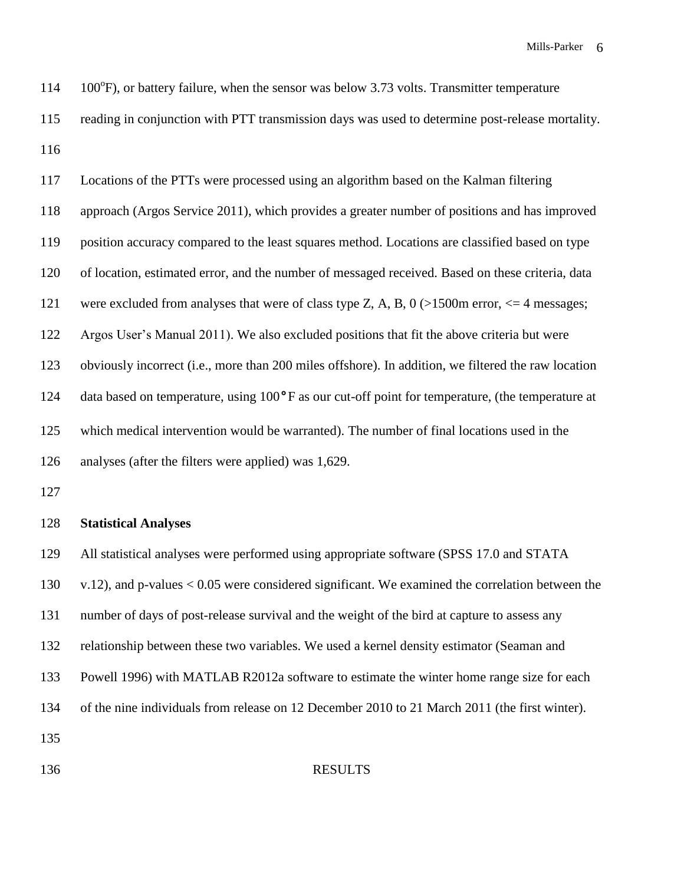100°F), or battery failure, when the sensor was below 3.73 volts. Transmitter temperature reading in conjunction with PTT transmission days was used to determine post-release mortality.

Locations of the PTTs were processed using an algorithm based on the Kalman filtering approach (Argos Service 2011), which provides a greater number of positions and has improved position accuracy compared to the least squares method. Locations are classified based on type of location, estimated error, and the number of messaged received. Based on these criteria, data were excluded from analyses that were of class type Z, A, B, 0 (>1500m error, <= 4 messages; Argos User's Manual 2011). We also excluded positions that fit the above criteria but were obviously incorrect (i.e., more than 200 miles offshore). In addition, we filtered the raw location data based on temperature, using 100°F as our cut-off point for temperature, (the temperature at which medical intervention would be warranted). The number of final locations used in the analyses (after the filters were applied) was 1,629.

**Statistical Analyses**

All statistical analyses were performed using appropriate software (SPSS 17.0 and STATA v.12), and p-values $< 0.05$ were considered significant. We examined the correlation between the number of days of post-release survival and the weight of the bird at capture to assess any relationship between these two variables. We used a kernel density estimator (Seaman and Powell 1996) with MATLAB R2012a software to estimate the winter home range size for each of the nine individuals from release on 12 December 2010 to 21 March 2011 (the first winter).

# RESULTS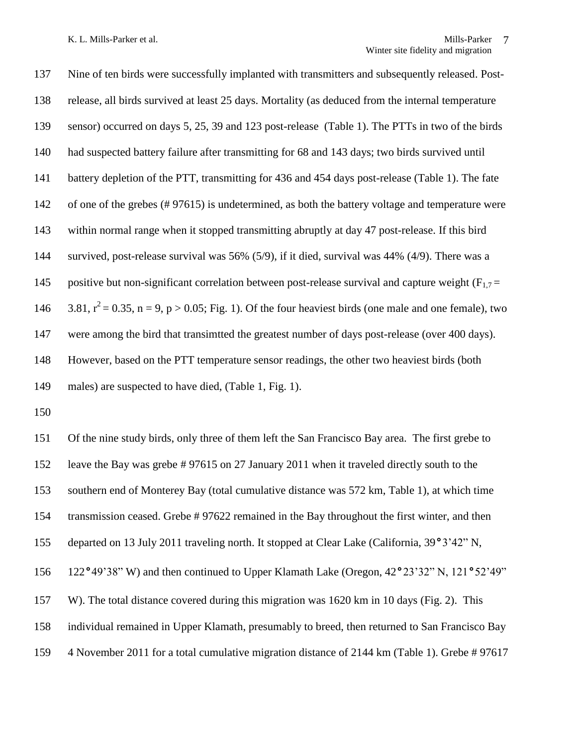Nine of ten birds were successfully implanted with transmitters and subsequently released. Post-release, all birds survived at least 25 days. Mortality (as deduced from the internal temperature sensor) occurred on days 5, 25, 39 and 123 post-release (Table 1). The PTTs in two of the birds had suspected battery failure after transmitting for 68 and 143 days; two birds survived until battery depletion of the PTT, transmitting for 436 and 454 days post-release (Table 1). The fate of one of the grebes (# 97615) is undetermined, as both the battery voltage and temperature were within normal range when it stopped transmitting abruptly at day 47 post-release. If this bird survived, post-release survival was 56% (5/9), if it died, survival was 44% (4/9). There was a positive but non-significant correlation between post-release survival and capture weight ($F_{1,7}$ = 3.81, $r^2$ = 0.35, n = 9, p > 0.05; Fig. 1). Of the four heaviest birds (one male and one female), two were among the bird that transimtted the greatest number of days post-release (over 400 days). However, based on the PTT temperature sensor readings, the other two heaviest birds (both males) are suspected to have died, (Table 1, Fig. 1).

Of the nine study birds, only three of them left the San Francisco Bay area. The first grebe to leave the Bay was grebe # 97615 on 27 January 2011 when it traveled directly south to the southern end of Monterey Bay (total cumulative distance was 572 km, Table 1), at which time transmission ceased. Grebe # 97622 remained in the Bay throughout the first winter, and then departed on 13 July 2011 traveling north. It stopped at Clear Lake (California, 39°3'42" N, 122°49'38" W) and then continued to Upper Klamath Lake (Oregon, 42°23'32" N, 121°52'49" W). The total distance covered during this migration was 1620 km in 10 days (Fig. 2). This individual remained in Upper Klamath, presumably to breed, then returned to San Francisco Bay 4 November 2011 for a total cumulative migration distance of 2144 km (Table 1). Grebe # 97617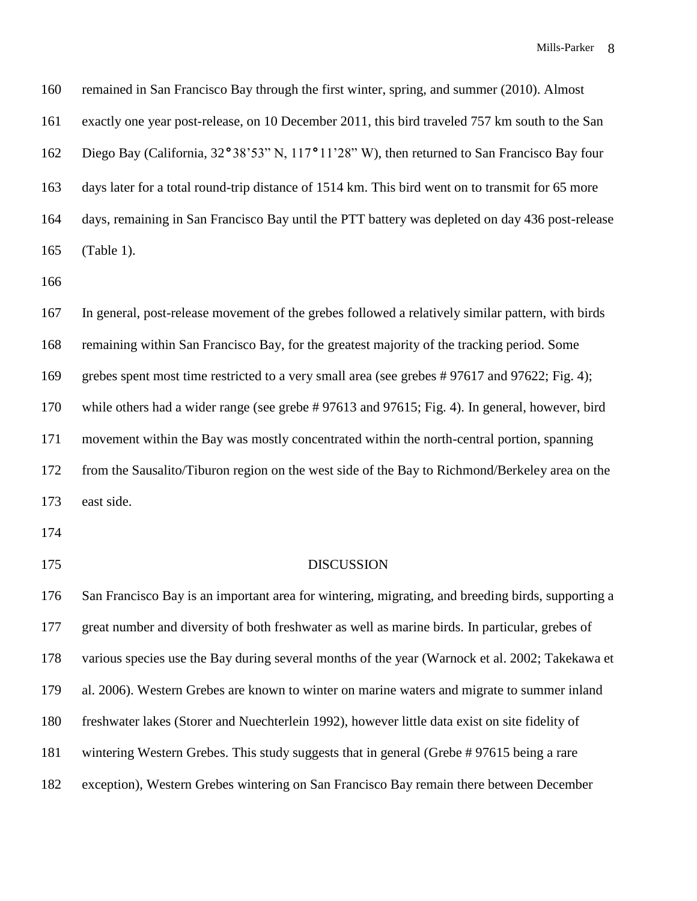remained in San Francisco Bay through the first winter, spring, and summer (2010). Almost exactly one year post-release, on 10 December 2011, this bird traveled 757 km south to the San Diego Bay (California, 32°38'53" N, 117°11'28" W), then returned to San Francisco Bay four days later for a total round-trip distance of 1514 km. This bird went on to transmit for 65 more days, remaining in San Francisco Bay until the PTT battery was depleted on day 436 post-release (Table 1).

In general, post-release movement of the grebes followed a relatively similar pattern, with birds remaining within San Francisco Bay, for the greatest majority of the tracking period. Some grebes spent most time restricted to a very small area (see grebes # 97617 and 97622; Fig. 4); while others had a wider range (see grebe # 97613 and 97615; Fig. 4). In general, however, bird movement within the Bay was mostly concentrated within the north-central portion, spanning from the Sausalito/Tiburon region on the west side of the Bay to Richmond/Berkeley area on the east side.

## DISCUSSION

San Francisco Bay is an important area for wintering, migrating, and breeding birds, supporting a great number and diversity of both freshwater as well as marine birds. In particular, grebes of various species use the Bay during several months of the year (Warnock et al. 2002; Takekawa et al. 2006). Western Grebes are known to winter on marine waters and migrate to summer inland freshwater lakes (Storer and Nuechterlein 1992), however little data exist on site fidelity of wintering Western Grebes. This study suggests that in general (Grebe # 97615 being a rare exception), Western Grebes wintering on San Francisco Bay remain there between December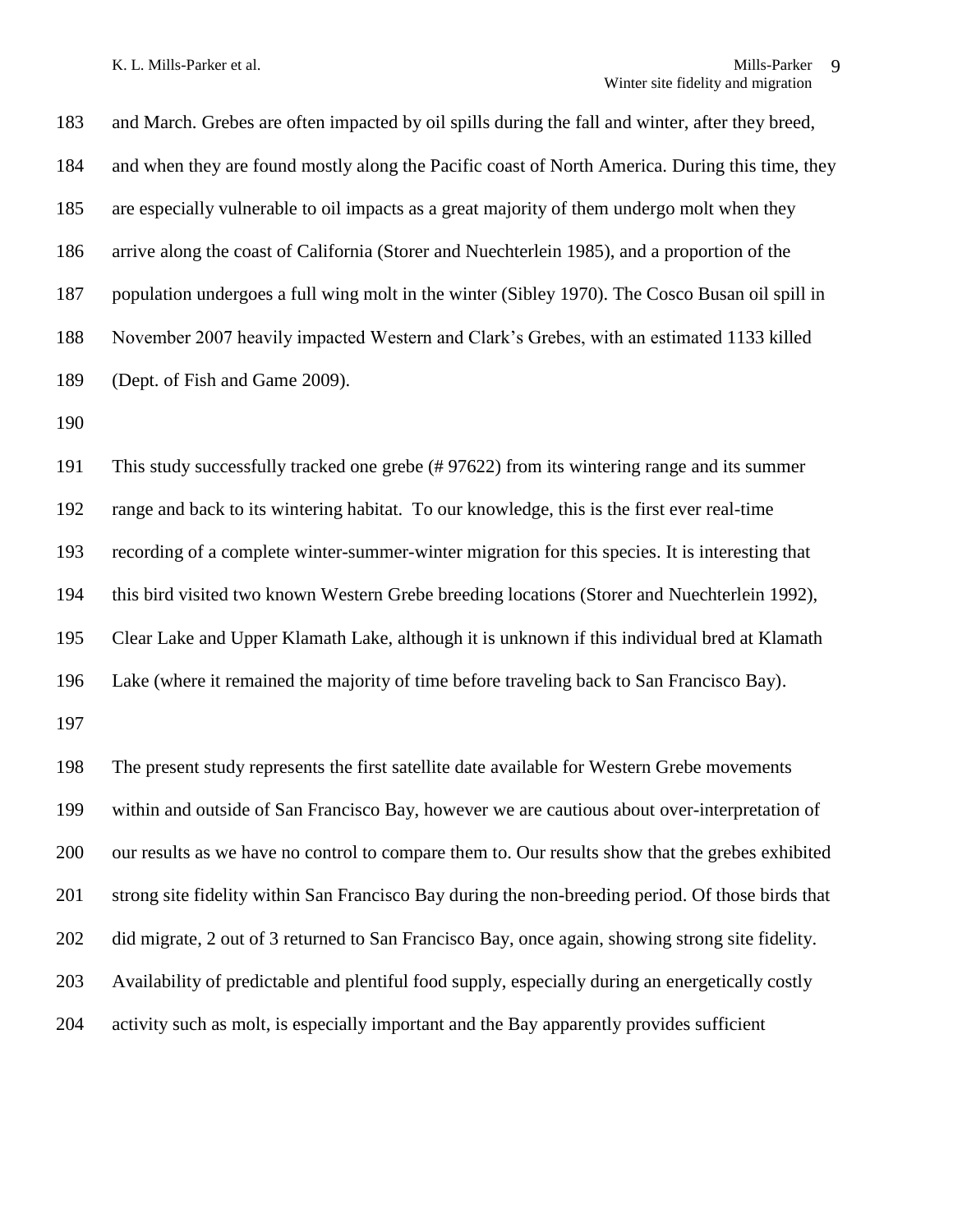and March. Grebes are often impacted by oil spills during the fall and winter, after they breed, and when they are found mostly along the Pacific coast of North America. During this time, they are especially vulnerable to oil impacts as a great majority of them undergo molt when they arrive along the coast of California (Storer and Nuechterlein 1985), and a proportion of the population undergoes a full wing molt in the winter (Sibley 1970). The Cosco Busan oil spill in November 2007 heavily impacted Western and Clark's Grebes, with an estimated 1133 killed (Dept. of Fish and Game 2009).

This study successfully tracked one grebe (# 97622) from its wintering range and its summer range and back to its wintering habitat. To our knowledge, this is the first ever real-time recording of a complete winter-summer-winter migration for this species. It is interesting that this bird visited two known Western Grebe breeding locations (Storer and Nuechterlein 1992), Clear Lake and Upper Klamath Lake, although it is unknown if this individual bred at Klamath Lake (where it remained the majority of time before traveling back to San Francisco Bay).

The present study represents the first satellite date available for Western Grebe movements within and outside of San Francisco Bay, however we are cautious about over-interpretation of our results as we have no control to compare them to. Our results show that the grebes exhibited strong site fidelity within San Francisco Bay during the non-breeding period. Of those birds that did migrate, 2 out of 3 returned to San Francisco Bay, once again, showing strong site fidelity. Availability of predictable and plentiful food supply, especially during an energetically costly activity such as molt, is especially important and the Bay apparently provides sufficient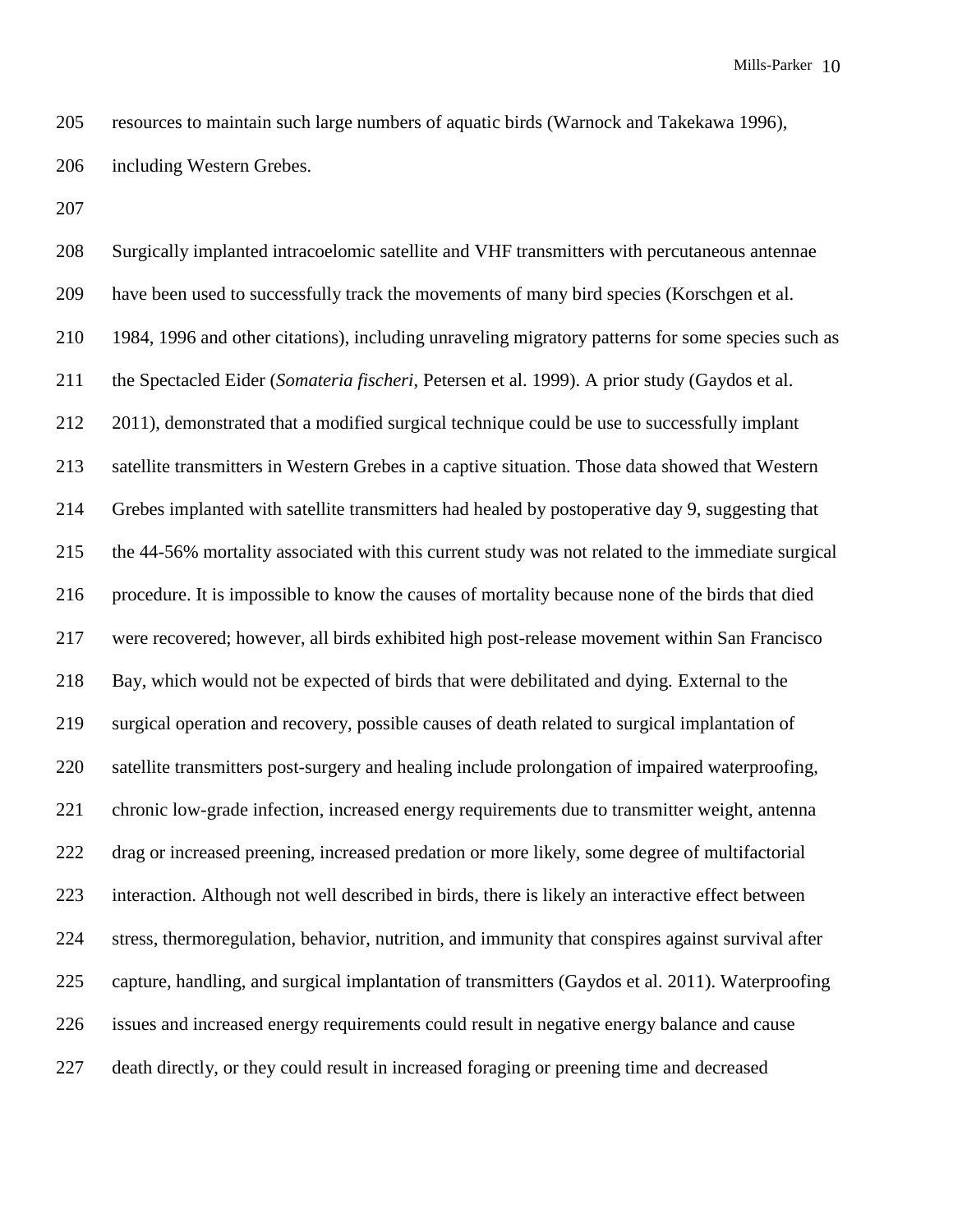resources to maintain such large numbers of aquatic birds (Warnock and Takekawa 1996), including Western Grebes.

Surgically implanted intracoelomic satellite and VHF transmitters with percutaneous antennae have been used to successfully track the movements of many bird species (Korschgen et al. 1984, 1996 and other citations), including unraveling migratory patterns for some species such as the Spectacled Eider (*Somateria fischeri*, Petersen et al. 1999). A prior study (Gaydos et al. 2011), demonstrated that a modified surgical technique could be use to successfully implant satellite transmitters in Western Grebes in a captive situation. Those data showed that Western Grebes implanted with satellite transmitters had healed by postoperative day 9, suggesting that the 44-56% mortality associated with this current study was not related to the immediate surgical procedure. It is impossible to know the causes of mortality because none of the birds that died were recovered; however, all birds exhibited high post-release movement within San Francisco Bay, which would not be expected of birds that were debilitated and dying. External to the surgical operation and recovery, possible causes of death related to surgical implantation of satellite transmitters post-surgery and healing include prolongation of impaired waterproofing, chronic low-grade infection, increased energy requirements due to transmitter weight, antenna drag or increased preening, increased predation or more likely, some degree of multifactorial interaction. Although not well described in birds, there is likely an interactive effect between stress, thermoregulation, behavior, nutrition, and immunity that conspires against survival after capture, handling, and surgical implantation of transmitters (Gaydos et al. 2011). Waterproofing issues and increased energy requirements could result in negative energy balance and cause death directly, or they could result in increased foraging or preening time and decreased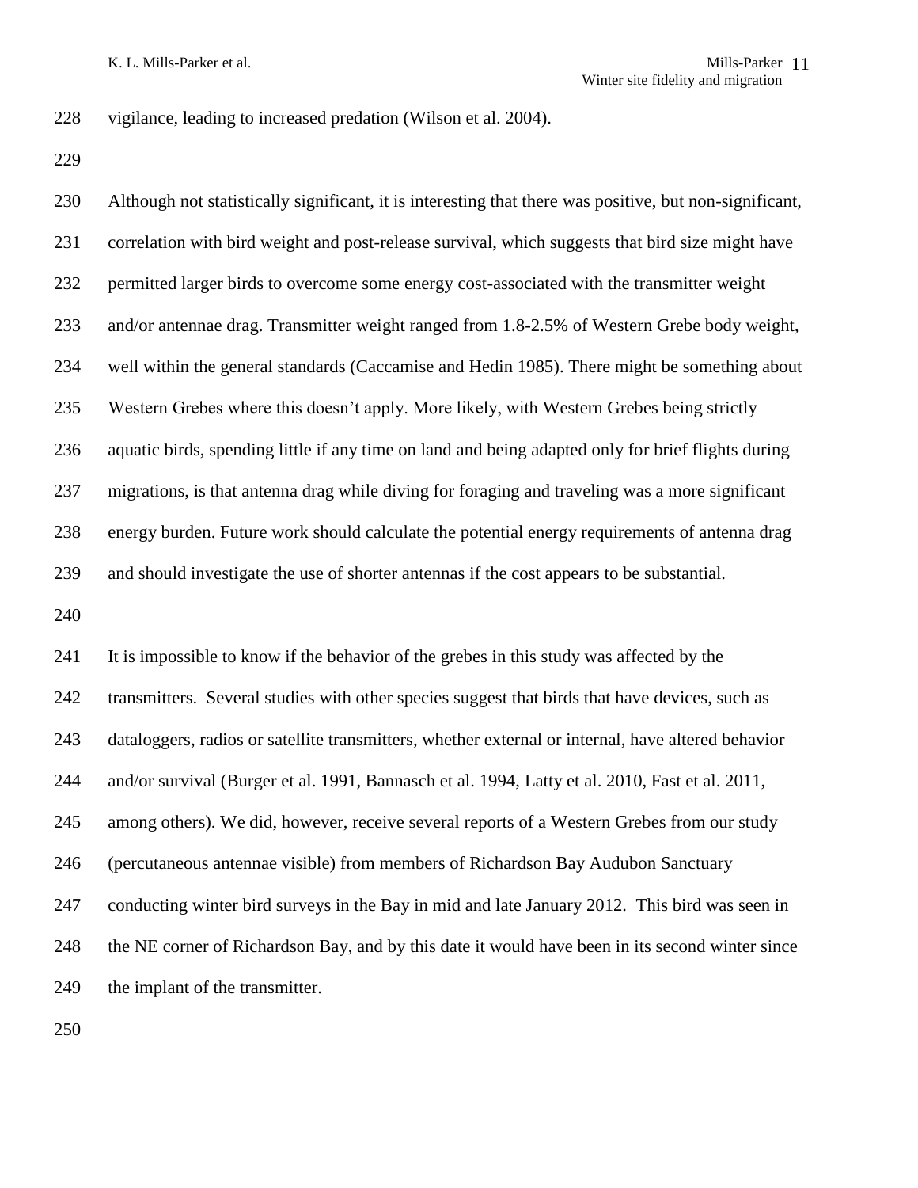vigilance, leading to increased predation (Wilson et al. 2004).

Although not statistically significant, it is interesting that there was positive, but non-significant, correlation with bird weight and post-release survival, which suggests that bird size might have permitted larger birds to overcome some energy cost-associated with the transmitter weight and/or antennae drag. Transmitter weight ranged from 1.8-2.5% of Western Grebe body weight, well within the general standards (Caccamise and Hedin 1985). There might be something about Western Grebes where this doesn't apply. More likely, with Western Grebes being strictly aquatic birds, spending little if any time on land and being adapted only for brief flights during migrations, is that antenna drag while diving for foraging and traveling was a more significant energy burden. Future work should calculate the potential energy requirements of antenna drag and should investigate the use of shorter antennas if the cost appears to be substantial.

It is impossible to know if the behavior of the grebes in this study was affected by the transmitters. Several studies with other species suggest that birds that have devices, such as dataloggers, radios or satellite transmitters, whether external or internal, have altered behavior and/or survival (Burger et al. 1991, Bannasch et al. 1994, Latty et al. 2010, Fast et al. 2011, among others). We did, however, receive several reports of a Western Grebes from our study (percutaneous antennae visible) from members of Richardson Bay Audubon Sanctuary conducting winter bird surveys in the Bay in mid and late January 2012. This bird was seen in the NE corner of Richardson Bay, and by this date it would have been in its second winter since the implant of the transmitter.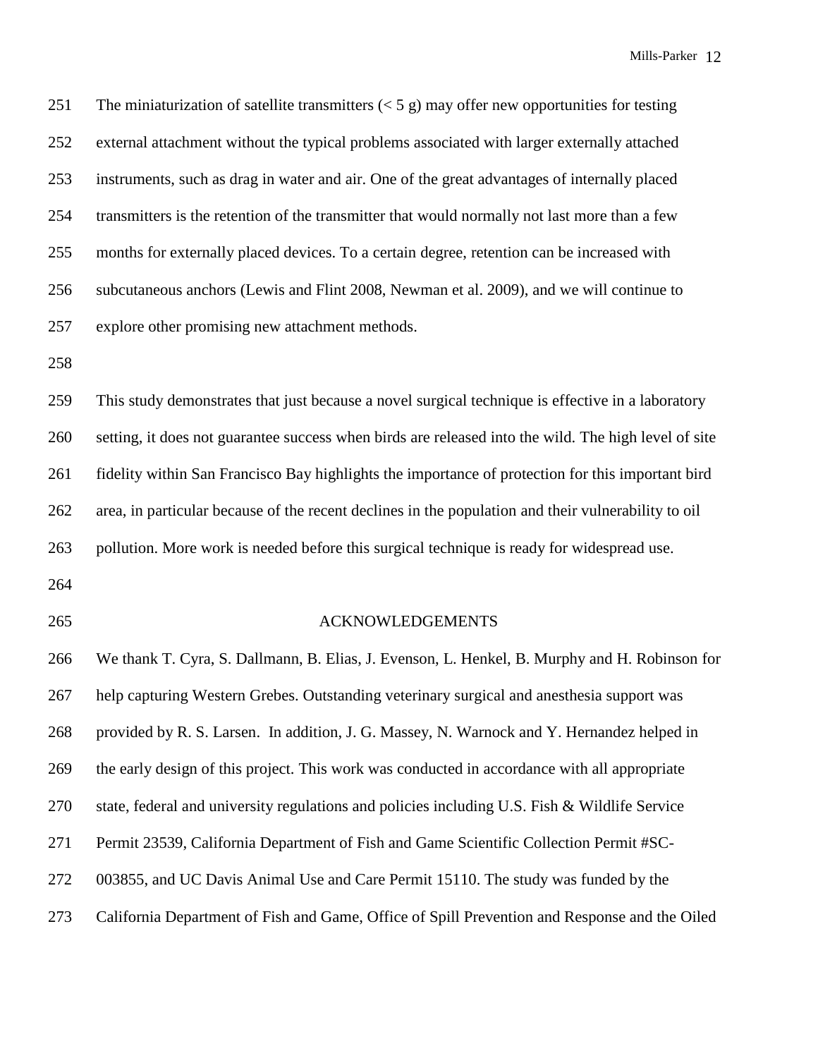The miniaturization of satellite transmitters (< 5 g) may offer new opportunities for testing external attachment without the typical problems associated with larger externally attached instruments, such as drag in water and air. One of the great advantages of internally placed transmitters is the retention of the transmitter that would normally not last more than a few months for externally placed devices. To a certain degree, retention can be increased with subcutaneous anchors (Lewis and Flint 2008, Newman et al. 2009), and we will continue to explore other promising new attachment methods.

This study demonstrates that just because a novel surgical technique is effective in a laboratory setting, it does not guarantee success when birds are released into the wild. The high level of site fidelity within San Francisco Bay highlights the importance of protection for this important bird area, in particular because of the recent declines in the population and their vulnerability to oil pollution. More work is needed before this surgical technique is ready for widespread use.

## ACKNOWLEDGEMENTS

We thank T. Cyra, S. Dallmann, B. Elias, J. Evenson, L. Henkel, B. Murphy and H. Robinson for help capturing Western Grebes. Outstanding veterinary surgical and anesthesia support was provided by R. S. Larsen. In addition, J. G. Massey, N. Warnock and Y. Hernandez helped in the early design of this project. This work was conducted in accordance with all appropriate state, federal and university regulations and policies including U.S. Fish & Wildlife Service Permit 23539, California Department of Fish and Game Scientific Collection Permit #SC-003855, and UC Davis Animal Use and Care Permit 15110. The study was funded by the California Department of Fish and Game, Office of Spill Prevention and Response and the Oiled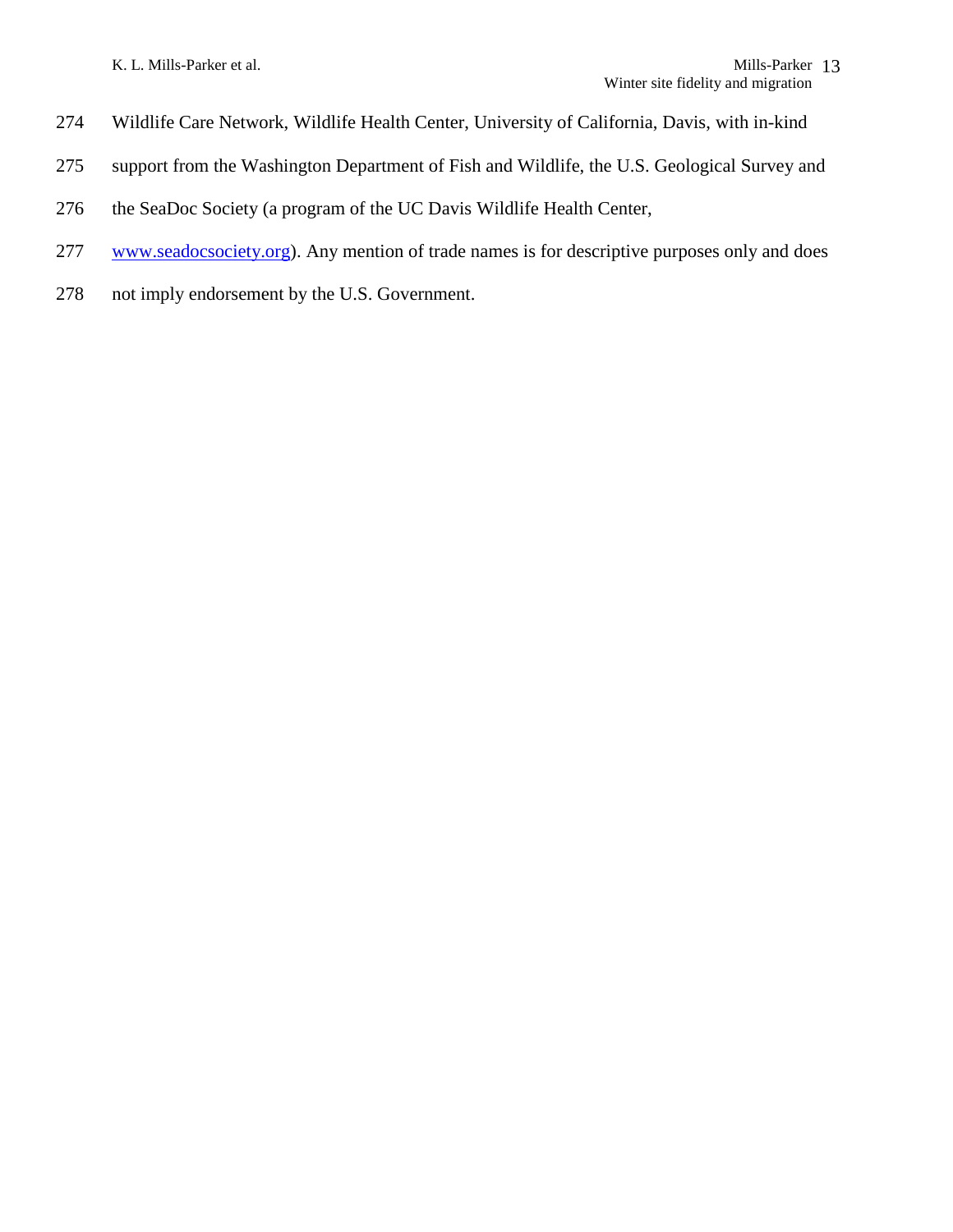Wildlife Care Network, Wildlife Health Center, University of California, Davis, with in-kind support from the Washington Department of Fish and Wildlife, the U.S. Geological Survey and the SeaDoc Society (a program of the UC Davis Wildlife Health Center, www.seadocsociety.org). Any mention of trade names is for descriptive purposes only and does not imply endorsement by the U.S. Government.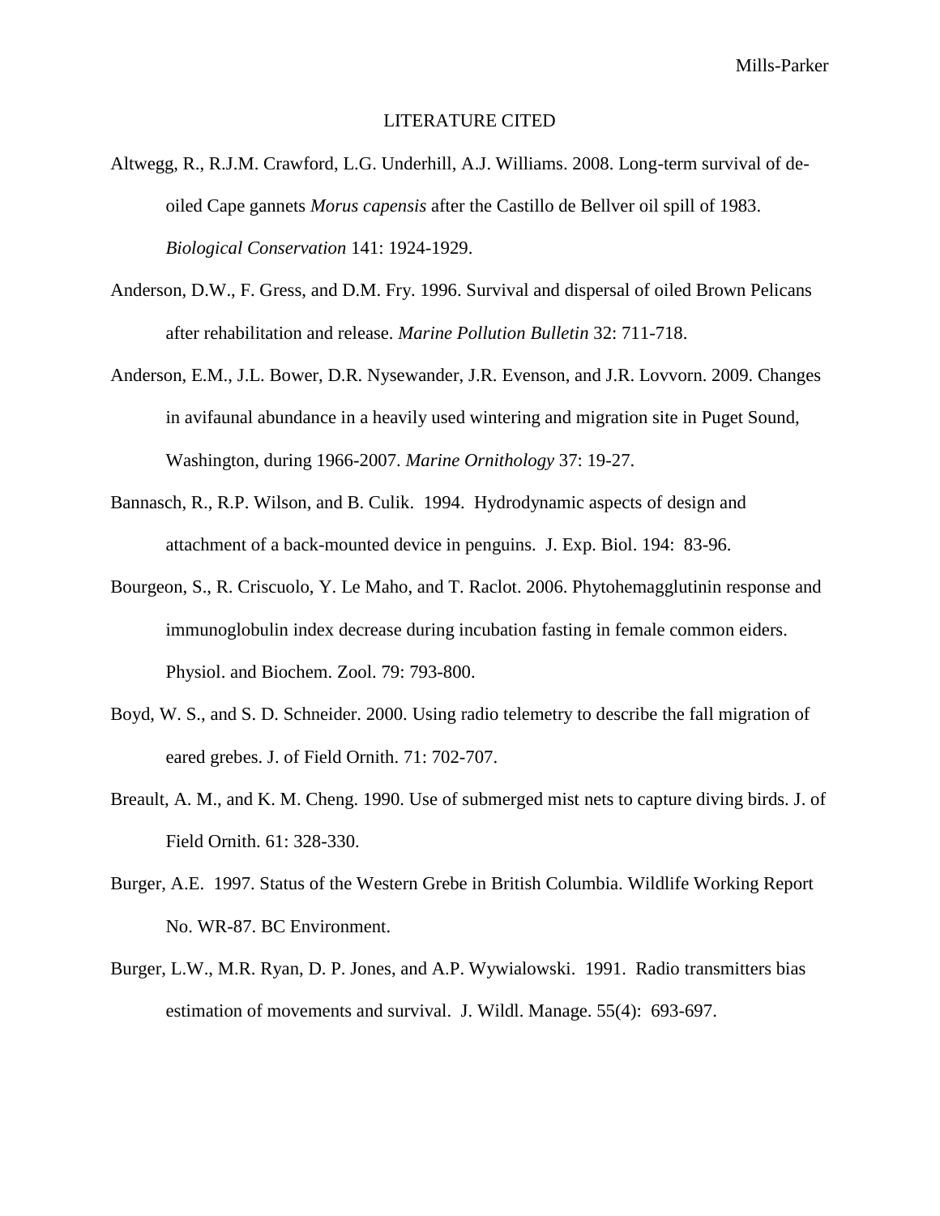# LITERATURE CITED

Altwegg, R., R.J.M. Crawford, L.G. Underhill, A.J. Williams. 2008. Long-term survival of de-oiled Cape gannets *Morus capensis* after the Castillo de Bellver oil spill of 1983. *Biological Conservation* 141: 1924-1929.

Anderson, D.W., F. Gress, and D.M. Fry. 1996. Survival and dispersal of oiled Brown Pelicans after rehabilitation and release. *Marine Pollution Bulletin* 32: 711-718.

Anderson, E.M., J.L. Bower, D.R. Nysewander, J.R. Evenson, and J.R. Lovvorn. 2009. Changes in avifaunal abundance in a heavily used wintering and migration site in Puget Sound, Washington, during 1966-2007. *Marine Ornithology* 37: 19-27.

Bannasch, R., R.P. Wilson, and B. Culik. 1994. Hydrodynamic aspects of design and attachment of a back-mounted device in penguins. J. Exp. Biol. 194: 83-96.

Bourgeon, S., R. Criscuolo, Y. Le Maho, and T. Raclot. 2006. Phytohemagglutinin response and immunoglobulin index decrease during incubation fasting in female common eiders. Physiol. and Biochem. Zool. 79: 793-800.

Boyd, W. S., and S. D. Schneider. 2000. Using radio telemetry to describe the fall migration of eared grebes. J. of Field Ornith. 71: 702-707.

Breault, A. M., and K. M. Cheng. 1990. Use of submerged mist nets to capture diving birds. J. of Field Ornith. 61: 328-330.

Burger, A.E. 1997. Status of the Western Grebe in British Columbia. Wildlife Working Report No. WR-87. BC Environment.

Burger, L.W., M.R. Ryan, D. P. Jones, and A.P. Wywialowski. 1991. Radio transmitters bias estimation of movements and survival. J. Wildl. Manage. 55(4): 693-697.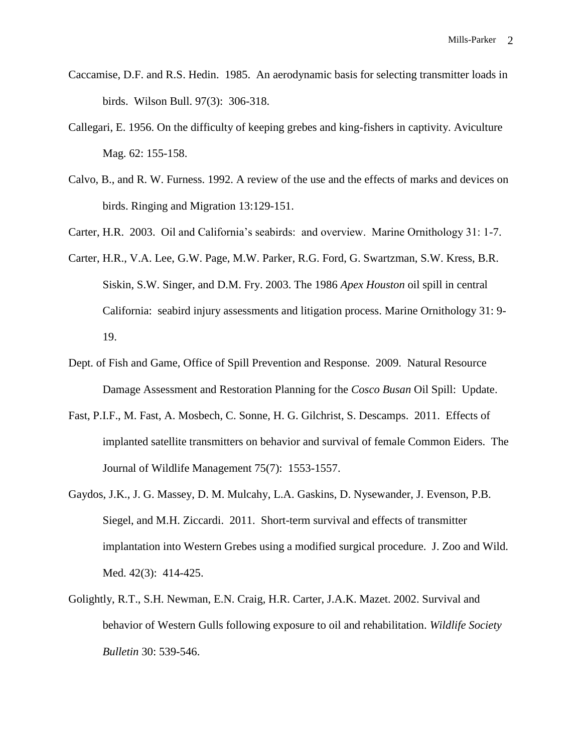Caccamise, D.F. and R.S. Hedin. 1985. An aerodynamic basis for selecting transmitter loads in birds. Wilson Bull. 97(3): 306-318.

Callegari, E. 1956. On the difficulty of keeping grebes and king-fishers in captivity. Aviculture Mag. 62: 155-158.

Calvo, B., and R. W. Furness. 1992. A review of the use and the effects of marks and devices on birds. Ringing and Migration 13:129-151.

Carter, H.R. 2003. Oil and California's seabirds: and overview. Marine Ornithology 31: 1-7.

Carter, H.R., V.A. Lee, G.W. Page, M.W. Parker, R.G. Ford, G. Swartzman, S.W. Kress, B.R. Siskin, S.W. Singer, and D.M. Fry. 2003. The 1986 *Apex Houston* oil spill in central California: seabird injury assessments and litigation process. Marine Ornithology 31: 9-19.

Dept. of Fish and Game, Office of Spill Prevention and Response. 2009. Natural Resource Damage Assessment and Restoration Planning for the *Cosco Busan* Oil Spill: Update.

Fast, P.I.F., M. Fast, A. Mosbech, C. Sonne, H. G. Gilchrist, S. Descamps. 2011. Effects of implanted satellite transmitters on behavior and survival of female Common Eiders. The Journal of Wildlife Management 75(7): 1553-1557.

Gaydos, J.K., J. G. Massey, D. M. Mulcahy, L.A. Gaskins, D. Nysewander, J. Evenson, P.B. Siegel, and M.H. Ziccardi. 2011. Short-term survival and effects of transmitter implantation into Western Grebes using a modified surgical procedure. J. Zoo and Wild. Med. 42(3): 414-425.

Golightly, R.T., S.H. Newman, E.N. Craig, H.R. Carter, J.A.K. Mazet. 2002. Survival and behavior of Western Gulls following exposure to oil and rehabilitation. *Wildlife Society Bulletin* 30: 539-546.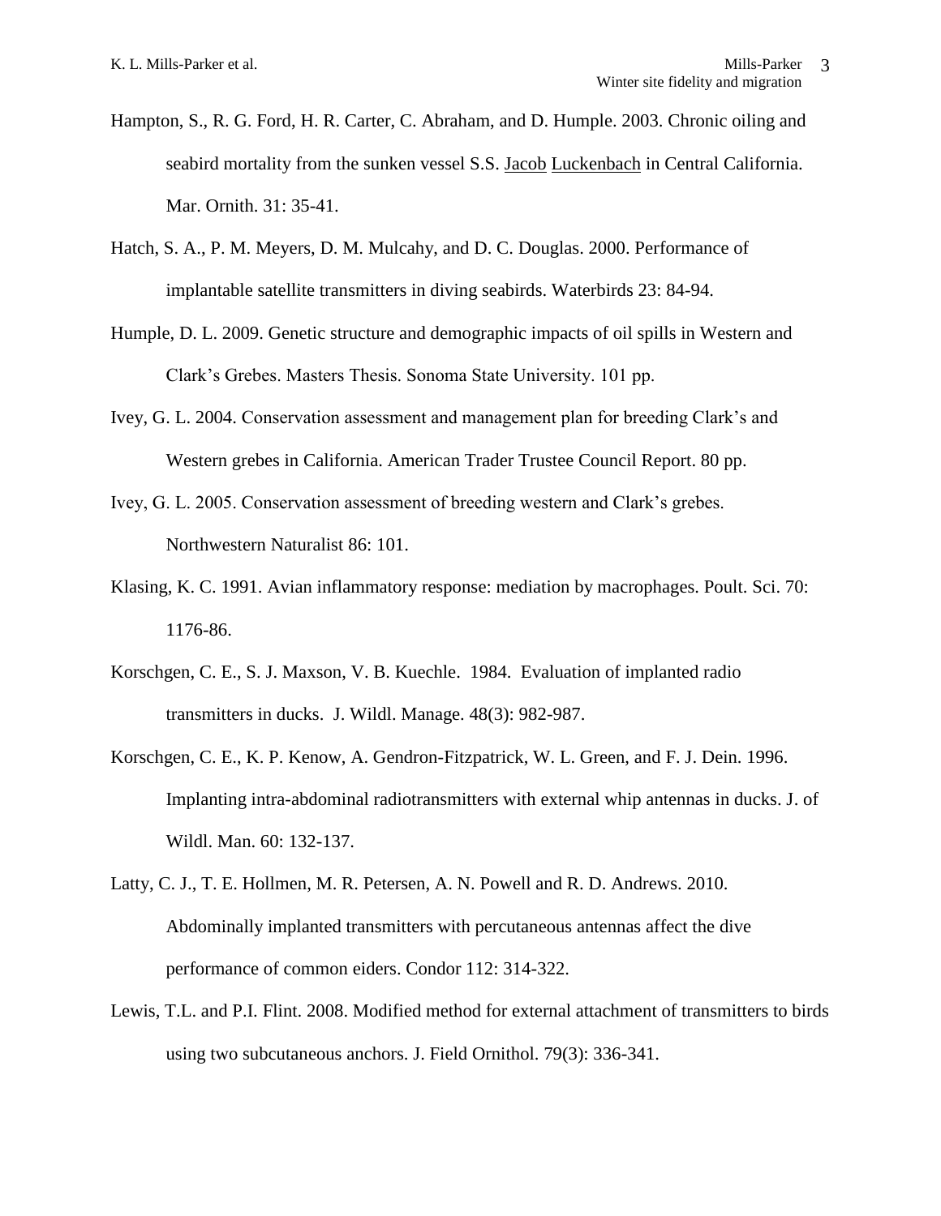Hampton, S., R. G. Ford, H. R. Carter, C. Abraham, and D. Humple. 2003. Chronic oiling and seabird mortality from the sunken vessel S.S. Jacob Luckenbach in Central California. Mar. Ornith. 31: 35-41.

Hatch, S. A., P. M. Meyers, D. M. Mulcahy, and D. C. Douglas. 2000. Performance of implantable satellite transmitters in diving seabirds. Waterbirds 23: 84-94.

Humple, D. L. 2009. Genetic structure and demographic impacts of oil spills in Western and Clark's Grebes. Masters Thesis. Sonoma State University. 101 pp.

Ivey, G. L. 2004. Conservation assessment and management plan for breeding Clark's and Western grebes in California. American Trader Trustee Council Report. 80 pp.

Ivey, G. L. 2005. Conservation assessment of breeding western and Clark's grebes. Northwestern Naturalist 86: 101.

Klasing, K. C. 1991. Avian inflammatory response: mediation by macrophages. Poult. Sci. 70: 1176-86.

Korschgen, C. E., S. J. Maxson, V. B. Kuechle. 1984. Evaluation of implanted radio transmitters in ducks. J. Wildl. Manage. 48(3): 982-987.

Korschgen, C. E., K. P. Kenow, A. Gendron-Fitzpatrick, W. L. Green, and F. J. Dein. 1996. Implanting intra-abdominal radiotransmitters with external whip antennas in ducks. J. of Wildl. Man. 60: 132-137.

Latty, C. J., T. E. Hollmen, M. R. Petersen, A. N. Powell and R. D. Andrews. 2010. Abdominally implanted transmitters with percutaneous antennas affect the dive performance of common eiders. Condor 112: 314-322.

Lewis, T.L. and P.I. Flint. 2008. Modified method for external attachment of transmitters to birds using two subcutaneous anchors. J. Field Ornithol. 79(3): 336-341.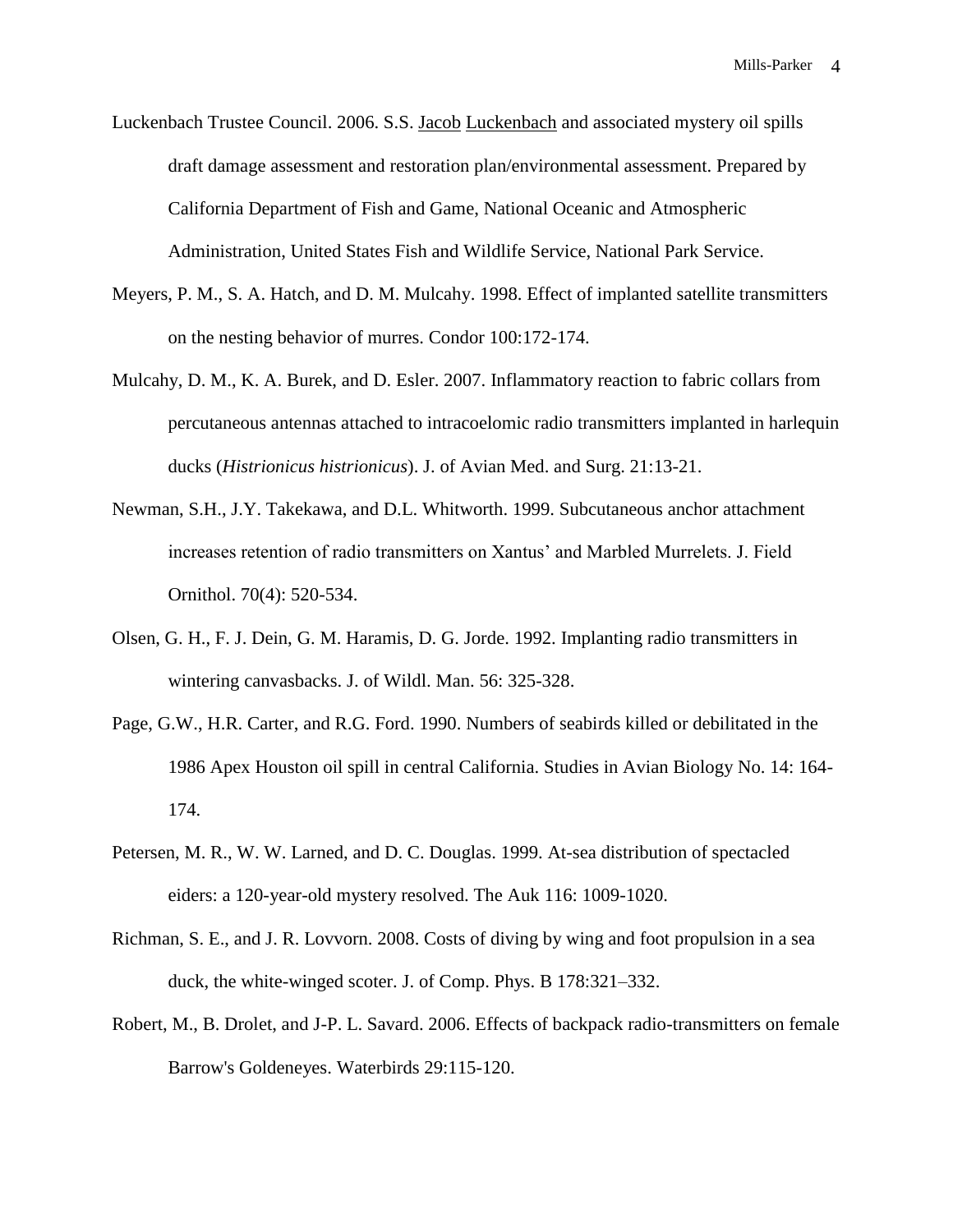Luckenbach Trustee Council. 2006. S.S. Jacob Luckenbach and associated mystery oil spills draft damage assessment and restoration plan/environmental assessment. Prepared by California Department of Fish and Game, National Oceanic and Atmospheric Administration, United States Fish and Wildlife Service, National Park Service.

Meyers, P. M., S. A. Hatch, and D. M. Mulcahy. 1998. Effect of implanted satellite transmitters on the nesting behavior of murres. Condor 100:172-174.

Mulcahy, D. M., K. A. Burek, and D. Esler. 2007. Inflammatory reaction to fabric collars from percutaneous antennas attached to intracoelomic radio transmitters implanted in harlequin ducks (*Histrionicus histrionicus*). J. of Avian Med. and Surg. 21:13-21.

Newman, S.H., J.Y. Takekawa, and D.L. Whitworth. 1999. Subcutaneous anchor attachment increases retention of radio transmitters on Xantus' and Marbled Murrelets. J. Field Ornithol. 70(4): 520-534.

Olsen, G. H., F. J. Dein, G. M. Haramis, D. G. Jorde. 1992. Implanting radio transmitters in wintering canvasbacks. J. of Wildl. Man. 56: 325-328.

Page, G.W., H.R. Carter, and R.G. Ford. 1990. Numbers of seabirds killed or debilitated in the 1986 Apex Houston oil spill in central California. Studies in Avian Biology No. 14: 164-174.

Petersen, M. R., W. W. Larned, and D. C. Douglas. 1999. At-sea distribution of spectacled eiders: a 120-year-old mystery resolved. The Auk 116: 1009-1020.

Richman, S. E., and J. R. Lovvorn. 2008. Costs of diving by wing and foot propulsion in a sea duck, the white-winged scoter. J. of Comp. Phys. B 178:321–332.

Robert, M., B. Drolet, and J-P. L. Savard. 2006. Effects of backpack radio-transmitters on female Barrow's Goldeneyes. Waterbirds 29:115-120.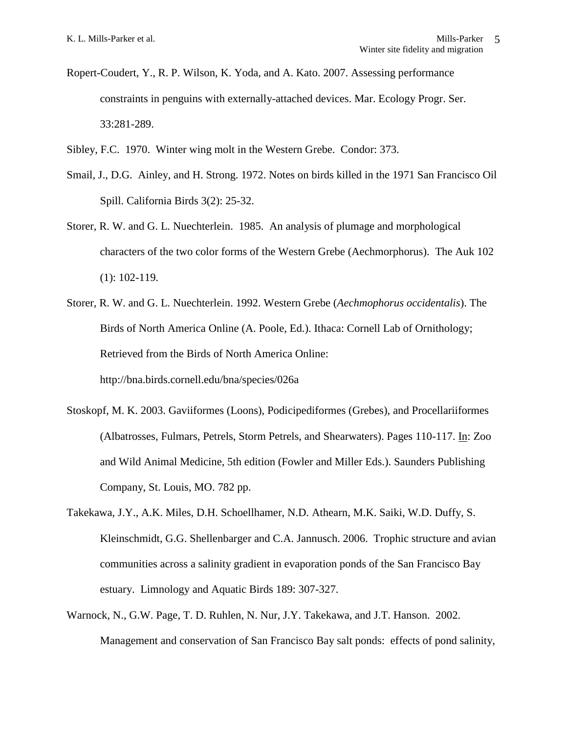Ropert-Coudert, Y., R. P. Wilson, K. Yoda, and A. Kato. 2007. Assessing performance constraints in penguins with externally-attached devices. Mar. Ecology Progr. Ser. 33:281-289.

Sibley, F.C. 1970. Winter wing molt in the Western Grebe. Condor: 373.

Smail, J., D.G. Ainley, and H. Strong. 1972. Notes on birds killed in the 1971 San Francisco Oil Spill. California Birds 3(2): 25-32.

Storer, R. W. and G. L. Nuechterlein. 1985. An analysis of plumage and morphological characters of the two color forms of the Western Grebe (Aechmorphorus). The Auk 102 (1): 102-119.

Storer, R. W. and G. L. Nuechterlein. 1992. Western Grebe (*Aechmophorus occidentalis*). The Birds of North America Online (A. Poole, Ed.). Ithaca: Cornell Lab of Ornithology; Retrieved from the Birds of North America Online: http://bna.birds.cornell.edu/bna/species/026a

Stoskopf, M. K. 2003. Gaviiformes (Loons), Podicipediformes (Grebes), and Procellariiformes (Albatrosses, Fulmars, Petrels, Storm Petrels, and Shearwaters). Pages 110-117. In: Zoo and Wild Animal Medicine, 5th edition (Fowler and Miller Eds.). Saunders Publishing Company, St. Louis, MO. 782 pp.

Takekawa, J.Y., A.K. Miles, D.H. Schoellhamer, N.D. Athearn, M.K. Saiki, W.D. Duffy, S. Kleinschmidt, G.G. Shellenbarger and C.A. Jannusch. 2006. Trophic structure and avian communities across a salinity gradient in evaporation ponds of the San Francisco Bay estuary. Limnology and Aquatic Birds 189: 307-327.

Warnock, N., G.W. Page, T. D. Ruhlen, N. Nur, J.Y. Takekawa, and J.T. Hanson. 2002. Management and conservation of San Francisco Bay salt ponds: effects of pond salinity,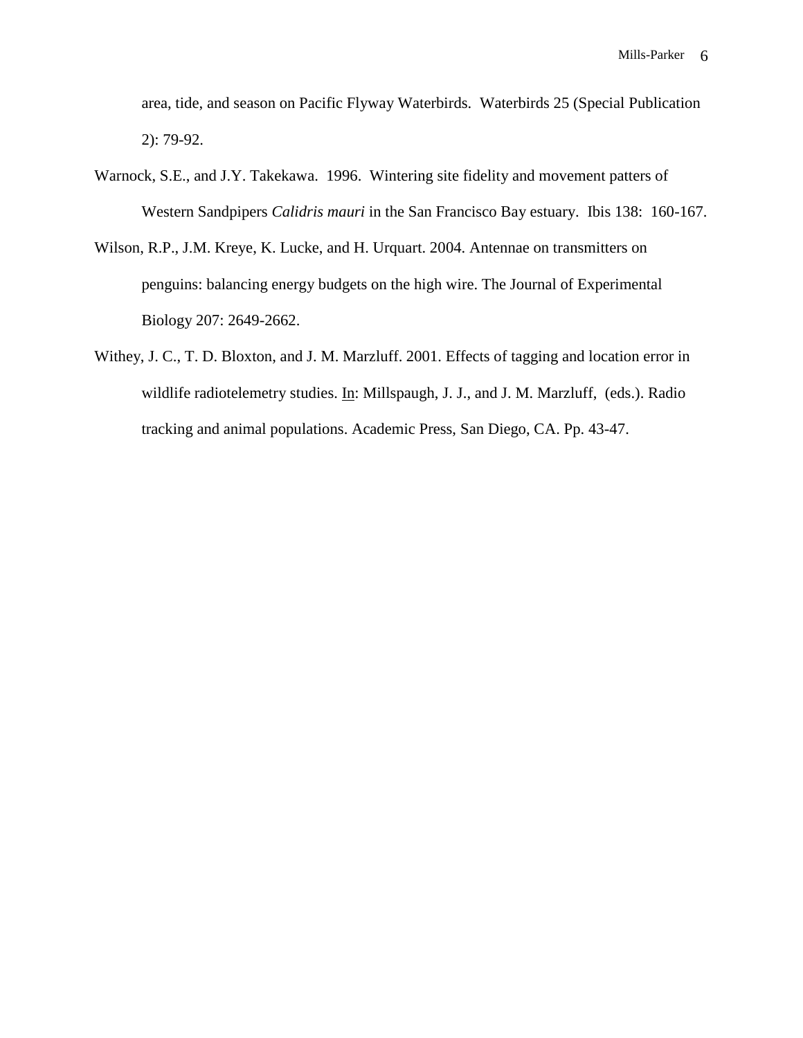area, tide, and season on Pacific Flyway Waterbirds. Waterbirds 25 (Special Publication 2): 79-92.

Warnock, S.E., and J.Y. Takekawa. 1996. Wintering site fidelity and movement patters of Western Sandpipers *Calidris mauri* in the San Francisco Bay estuary. Ibis 138: 160-167.

Wilson, R.P., J.M. Kreye, K. Lucke, and H. Urquart. 2004. Antennae on transmitters on penguins: balancing energy budgets on the high wire. The Journal of Experimental Biology 207: 2649-2662.

Withey, J. C., T. D. Bloxton, and J. M. Marzluff. 2001. Effects of tagging and location error in wildlife radiotelemetry studies. In: Millspaugh, J. J., and J. M. Marzluff, (eds.). Radio tracking and animal populations. Academic Press, San Diego, CA. Pp. 43-47.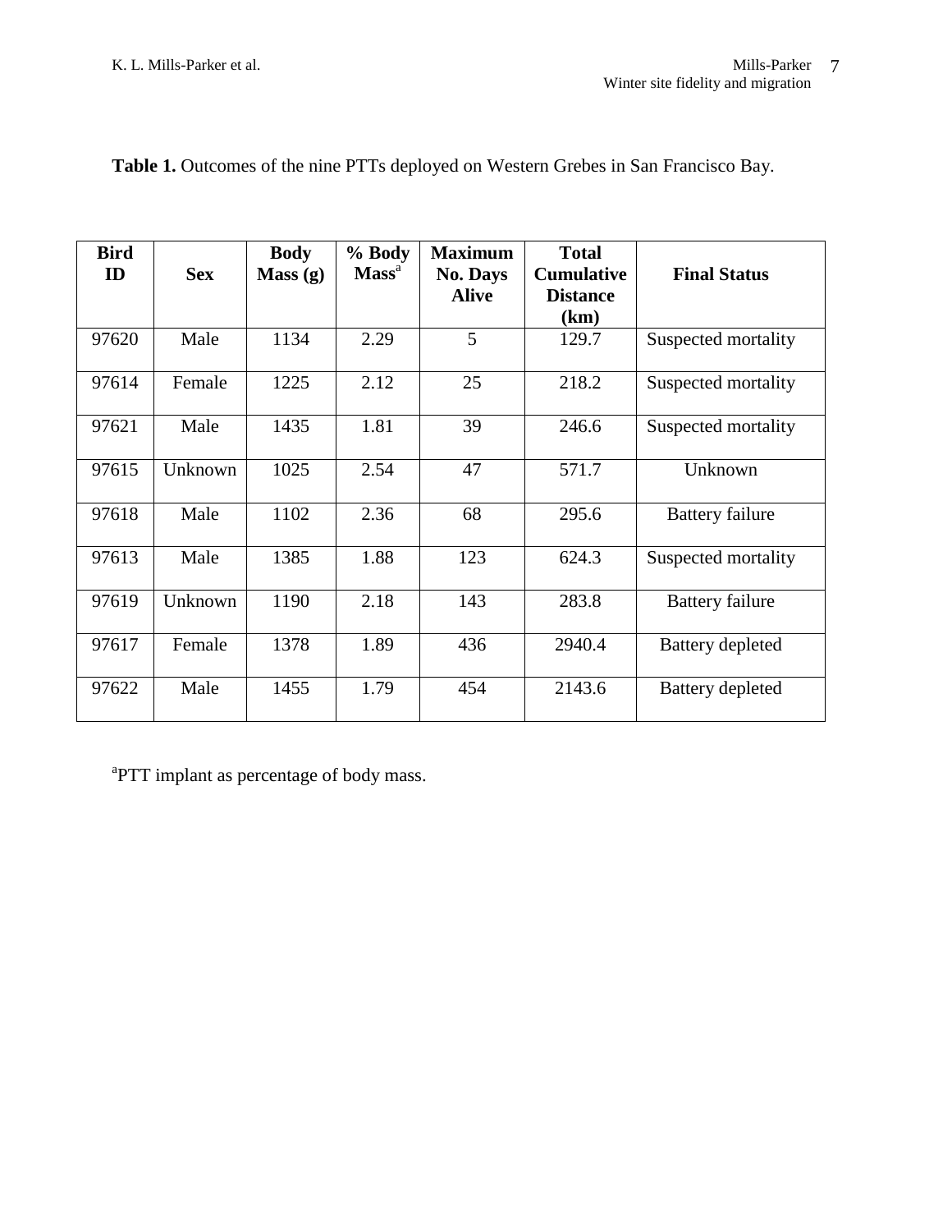**Table 1.** Outcomes of the nine PTTs deployed on Western Grebes in San Francisco Bay.

| Bird ID | Sex | Body Mass (g) | % Body Mass[a] | Maximum No. Days Alive | Total Cumulative Distance (km) | Final Status |
|---|---|---|---|---|---|---|
| 97620 | Male | 1134 | 2.29 | 5 | 129.7 | Suspected mortality |
| 97614 | Female | 1225 | 2.12 | 25 | 218.2 | Suspected mortality |
| 97621 | Male | 1435 | 1.81 | 39 | 246.6 | Suspected mortality |
| 97615 | Unknown | 1025 | 2.54 | 47 | 571.7 | Unknown |
| 97618 | Male | 1102 | 2.36 | 68 | 295.6 | Battery failure |
| 97613 | Male | 1385 | 1.88 | 123 | 624.3 | Suspected mortality |
| 97619 | Unknown | 1190 | 2.18 | 143 | 283.8 | Battery failure |
| 97617 | Female | 1378 | 1.89 | 436 | 2940.4 | Battery depleted |
| 97622 | Male | 1455 | 1.79 | 454 | 2143.6 | Battery depleted |

[a]PTT implant as percentage of body mass.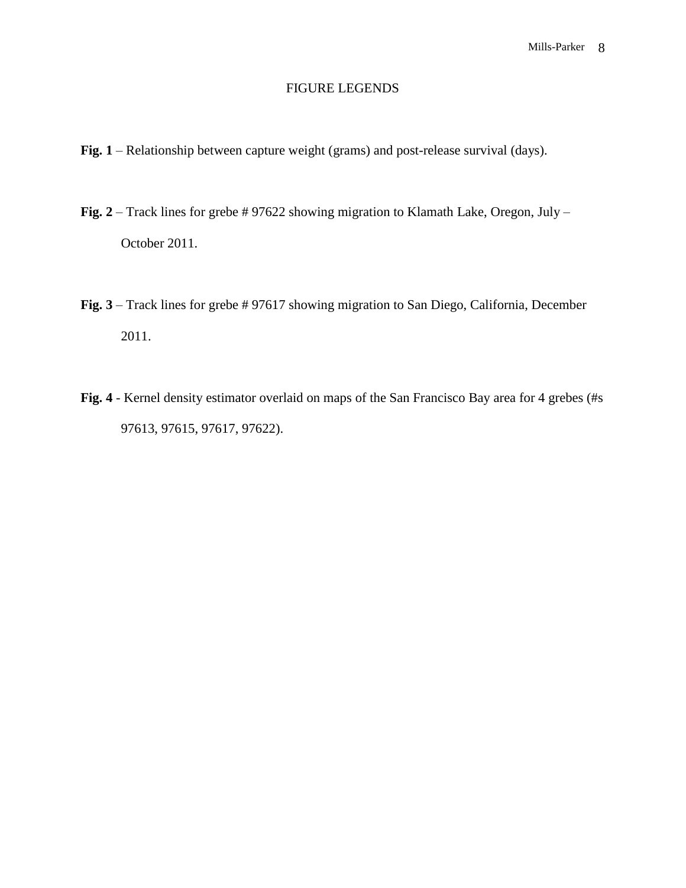# FIGURE LEGENDS

**Fig. 1** – Relationship between capture weight (grams) and post-release survival (days).

**Fig. 2** – Track lines for grebe # 97622 showing migration to Klamath Lake, Oregon, July – October 2011.

**Fig. 3** – Track lines for grebe # 97617 showing migration to San Diego, California, December 2011.

**Fig. 4** - Kernel density estimator overlaid on maps of the San Francisco Bay area for 4 grebes (#s 97613, 97615, 97617, 97622).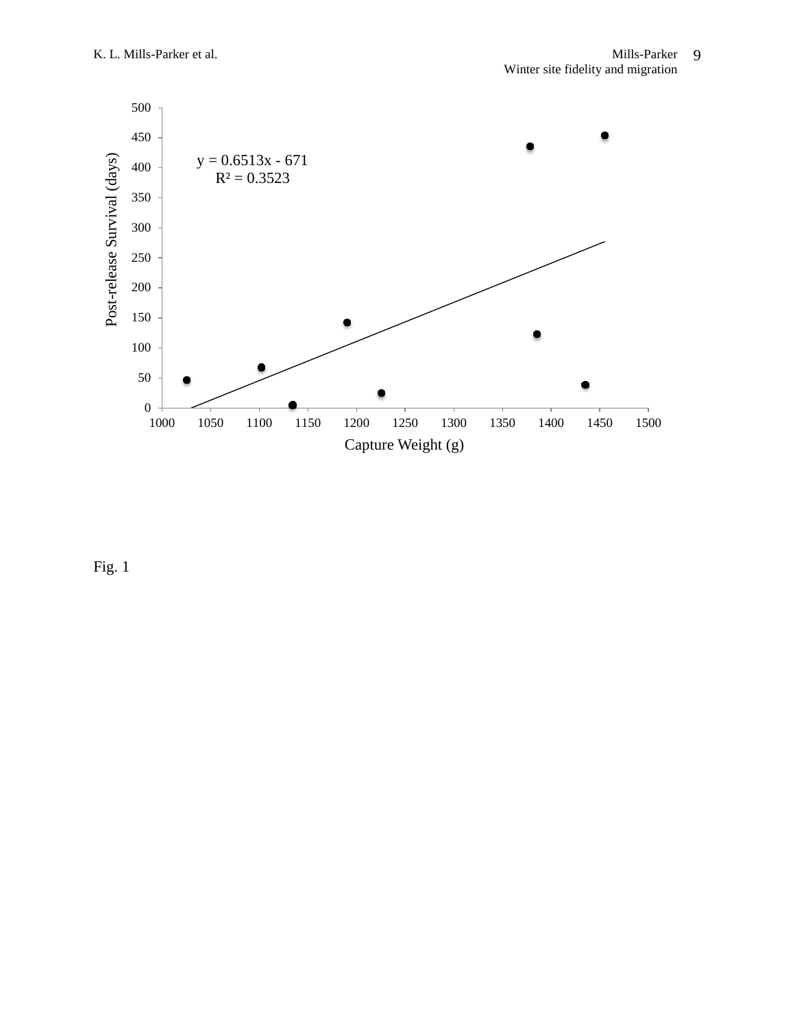$y = 0.6513x - 671$

$R^2 = 0.3523$

Post-release Survival (days)

Capture Weight (g)

Fig. 1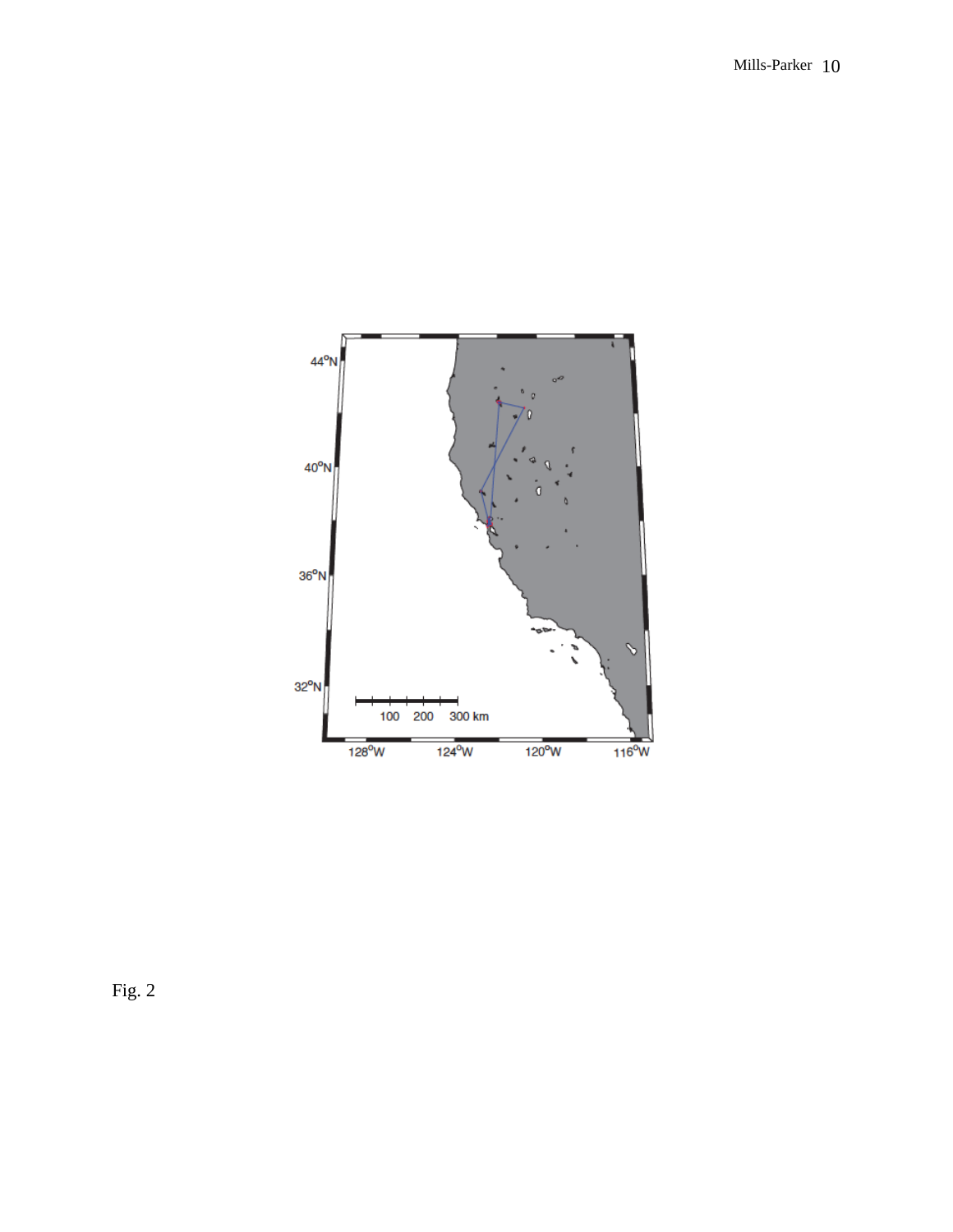Fig. 2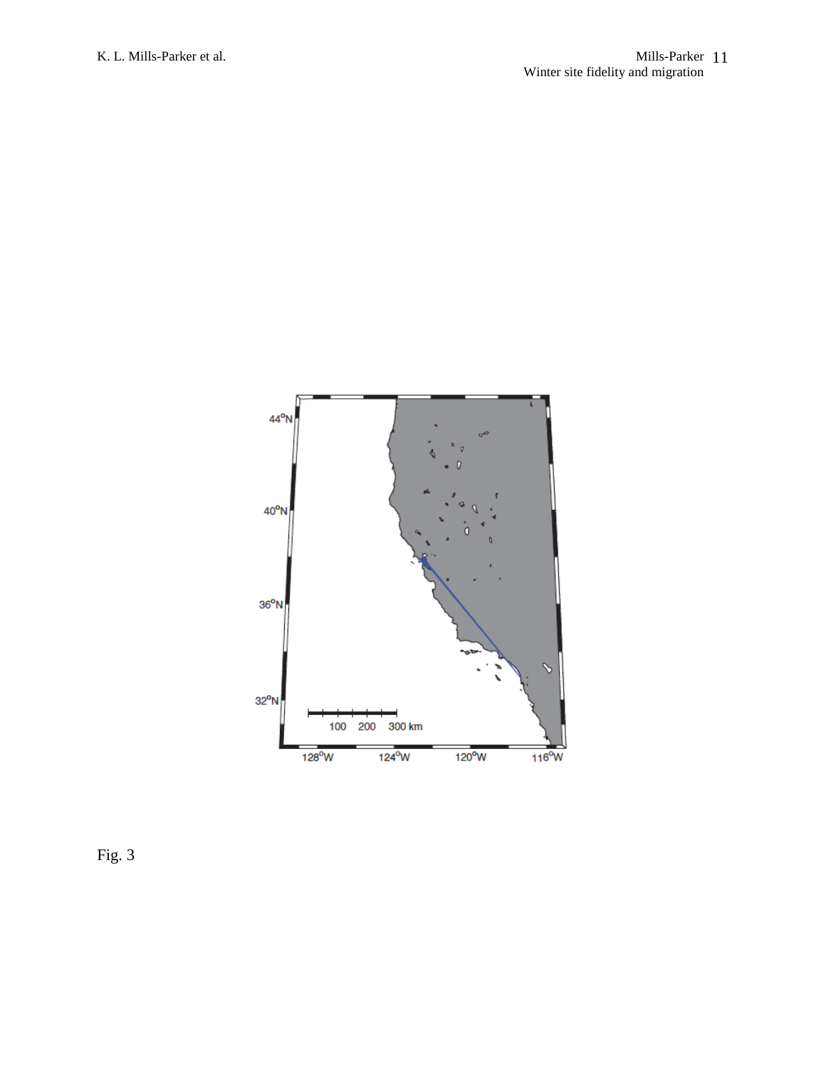Fig. 3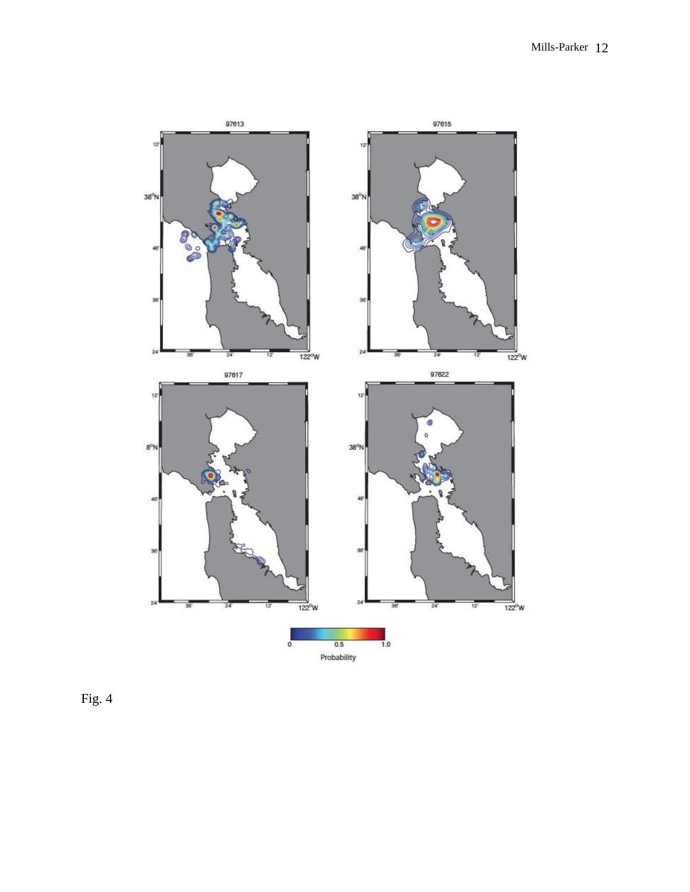97613

97615

97617

97622

12'

38°N

48'

36'

24'

36'

24'

12'

122°W

8°N

0

0.5

1.0

Probability

Fig. 4